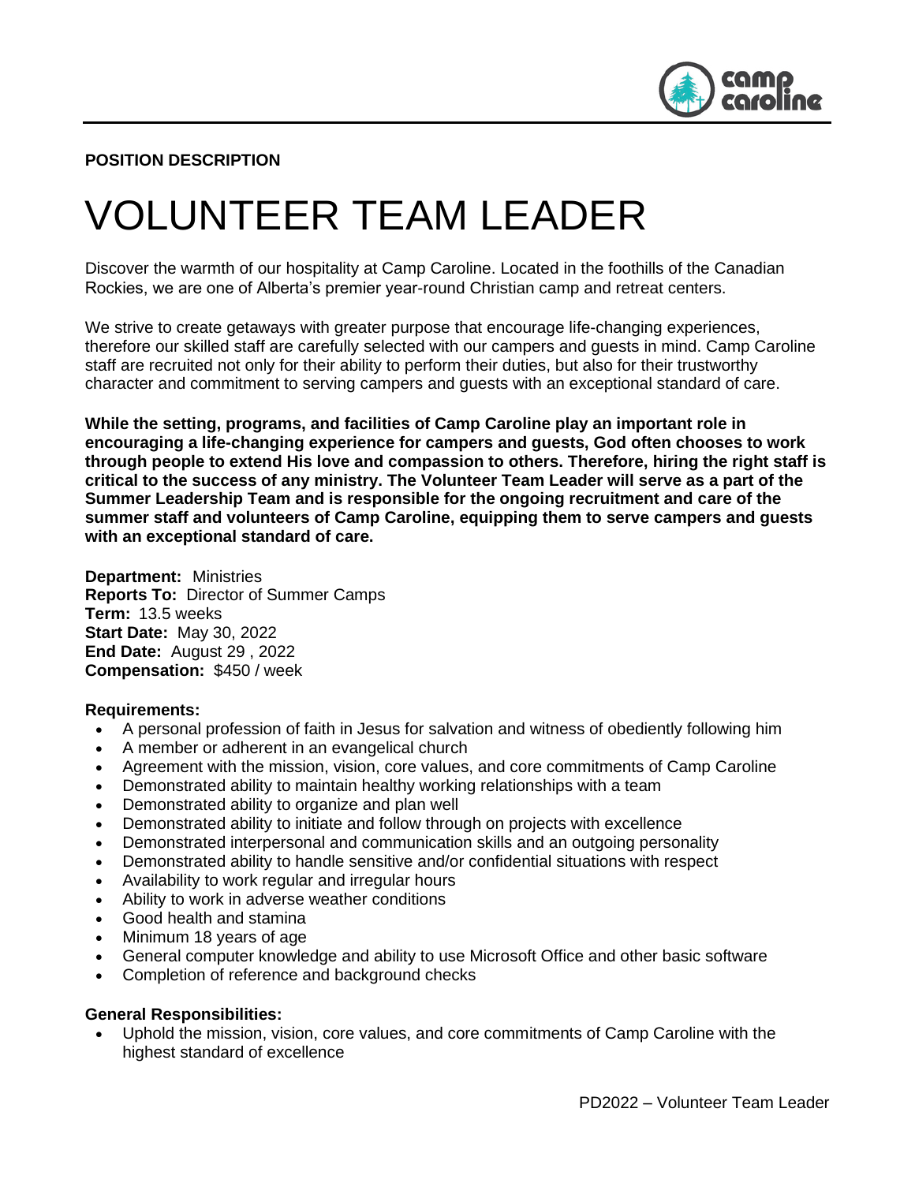**POSITION DESCRIPTION**

# VOLUNTEER TEAM LEADER

Discover the warmth of our hospitality at Camp Caroline. Located in the foothills of the Canadian Rockies, we are one of Alberta's premier year-round Christian camp and retreat centers.

We strive to create getaways with greater purpose that encourage life-changing experiences, therefore our skilled staff are carefully selected with our campers and guests in mind. Camp Caroline staff are recruited not only for their ability to perform their duties, but also for their trustworthy character and commitment to serving campers and guests with an exceptional standard of care.

**While the setting, programs, and facilities of Camp Caroline play an important role in encouraging a life-changing experience for campers and guests, God often chooses to work through people to extend His love and compassion to others. Therefore, hiring the right staff is critical to the success of any ministry. The Volunteer Team Leader will serve as a part of the Summer Leadership Team and is responsible for the ongoing recruitment and care of the summer staff and volunteers of Camp Caroline, equipping them to serve campers and guests with an exceptional standard of care.**

**Department:** Ministries
**Reports To:** Director of Summer Camps
**Term:** 13.5 weeks
**Start Date:** May 30, 2022
**End Date:** August 29 , 2022
**Compensation:** $450 / week

**Requirements:**

- A personal profession of faith in Jesus for salvation and witness of obediently following him
- A member or adherent in an evangelical church
- Agreement with the mission, vision, core values, and core commitments of Camp Caroline
- Demonstrated ability to maintain healthy working relationships with a team
- Demonstrated ability to organize and plan well
- Demonstrated ability to initiate and follow through on projects with excellence
- Demonstrated interpersonal and communication skills and an outgoing personality
- Demonstrated ability to handle sensitive and/or confidential situations with respect
- Availability to work regular and irregular hours
- Ability to work in adverse weather conditions
- Good health and stamina
- Minimum 18 years of age
- General computer knowledge and ability to use Microsoft Office and other basic software
- Completion of reference and background checks

**General Responsibilities:**

- Uphold the mission, vision, core values, and core commitments of Camp Caroline with the highest standard of excellence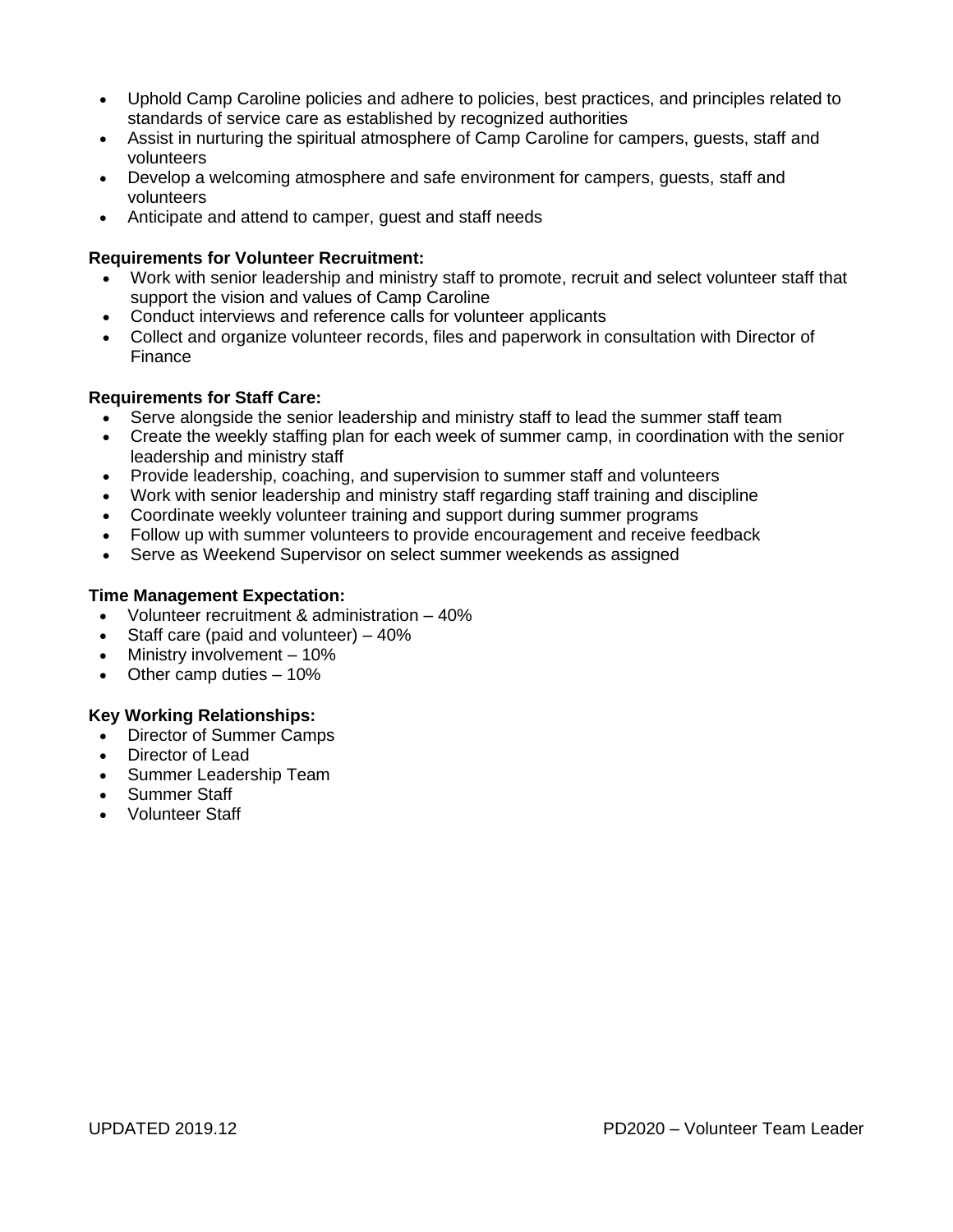- Uphold Camp Caroline policies and adhere to policies, best practices, and principles related to standards of service care as established by recognized authorities
- Assist in nurturing the spiritual atmosphere of Camp Caroline for campers, guests, staff and volunteers
- Develop a welcoming atmosphere and safe environment for campers, guests, staff and volunteers
- Anticipate and attend to camper, guest and staff needs

**Requirements for Volunteer Recruitment:**

- Work with senior leadership and ministry staff to promote, recruit and select volunteer staff that support the vision and values of Camp Caroline
- Conduct interviews and reference calls for volunteer applicants
- Collect and organize volunteer records, files and paperwork in consultation with Director of Finance

**Requirements for Staff Care:**

- Serve alongside the senior leadership and ministry staff to lead the summer staff team
- Create the weekly staffing plan for each week of summer camp, in coordination with the senior leadership and ministry staff
- Provide leadership, coaching, and supervision to summer staff and volunteers
- Work with senior leadership and ministry staff regarding staff training and discipline
- Coordinate weekly volunteer training and support during summer programs
- Follow up with summer volunteers to provide encouragement and receive feedback
- Serve as Weekend Supervisor on select summer weekends as assigned

**Time Management Expectation:**

- Volunteer recruitment & administration – 40%
- Staff care (paid and volunteer) – 40%
- Ministry involvement – 10%
- Other camp duties – 10%

**Key Working Relationships:**

- Director of Summer Camps
- Director of Lead
- Summer Leadership Team
- Summer Staff
- Volunteer Staff

UPDATED 2019.12 PD2020 – Volunteer Team Leader